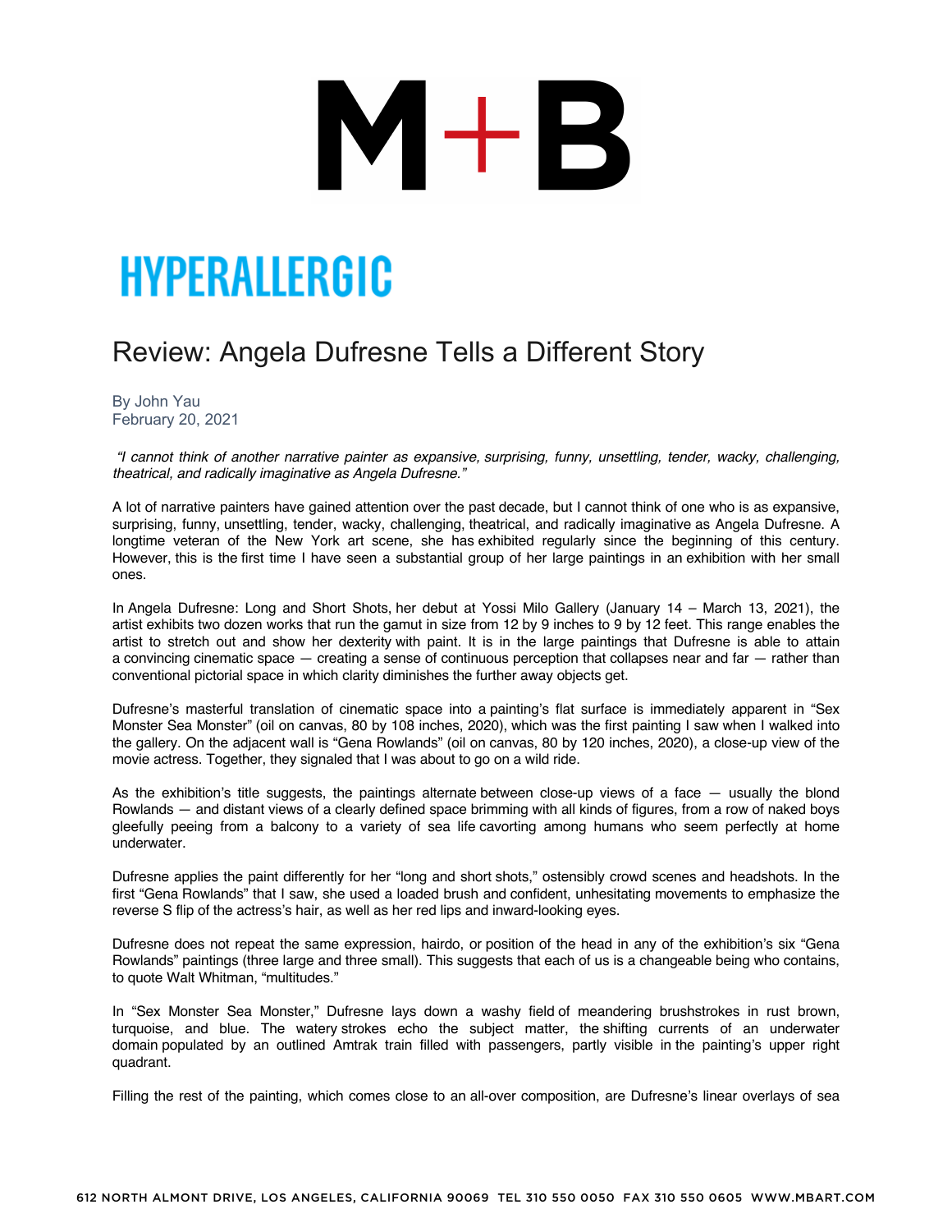M+B

HYPERALLERGIC

# Review: Angela Dufresne Tells a Different Story

By John Yau
February 20, 2021

*"I cannot think of another narrative painter as expansive, surprising, funny, unsettling, tender, wacky, challenging, theatrical, and radically imaginative as Angela Dufresne."*

A lot of narrative painters have gained attention over the past decade, but I cannot think of one who is as expansive, surprising, funny, unsettling, tender, wacky, challenging, theatrical, and radically imaginative as Angela Dufresne. A longtime veteran of the New York art scene, she has exhibited regularly since the beginning of this century. However, this is the first time I have seen a substantial group of her large paintings in an exhibition with her small ones.

In Angela Dufresne: Long and Short Shots, her debut at Yossi Milo Gallery (January 14 – March 13, 2021), the artist exhibits two dozen works that run the gamut in size from 12 by 9 inches to 9 by 12 feet. This range enables the artist to stretch out and show her dexterity with paint. It is in the large paintings that Dufresne is able to attain a convincing cinematic space — creating a sense of continuous perception that collapses near and far — rather than conventional pictorial space in which clarity diminishes the further away objects get.

Dufresne's masterful translation of cinematic space into a painting's flat surface is immediately apparent in "Sex Monster Sea Monster" (oil on canvas, 80 by 108 inches, 2020), which was the first painting I saw when I walked into the gallery. On the adjacent wall is "Gena Rowlands" (oil on canvas, 80 by 120 inches, 2020), a close-up view of the movie actress. Together, they signaled that I was about to go on a wild ride.

As the exhibition's title suggests, the paintings alternate between close-up views of a face — usually the blond Rowlands — and distant views of a clearly defined space brimming with all kinds of figures, from a row of naked boys gleefully peeing from a balcony to a variety of sea life cavorting among humans who seem perfectly at home underwater.

Dufresne applies the paint differently for her "long and short shots," ostensibly crowd scenes and headshots. In the first "Gena Rowlands" that I saw, she used a loaded brush and confident, unhesitating movements to emphasize the reverse S flip of the actress's hair, as well as her red lips and inward-looking eyes.

Dufresne does not repeat the same expression, hairdo, or position of the head in any of the exhibition's six "Gena Rowlands" paintings (three large and three small). This suggests that each of us is a changeable being who contains, to quote Walt Whitman, "multitudes."

In "Sex Monster Sea Monster," Dufresne lays down a washy field of meandering brushstrokes in rust brown, turquoise, and blue. The watery strokes echo the subject matter, the shifting currents of an underwater domain populated by an outlined Amtrak train filled with passengers, partly visible in the painting's upper right quadrant.

Filling the rest of the painting, which comes close to an all-over composition, are Dufresne's linear overlays of sea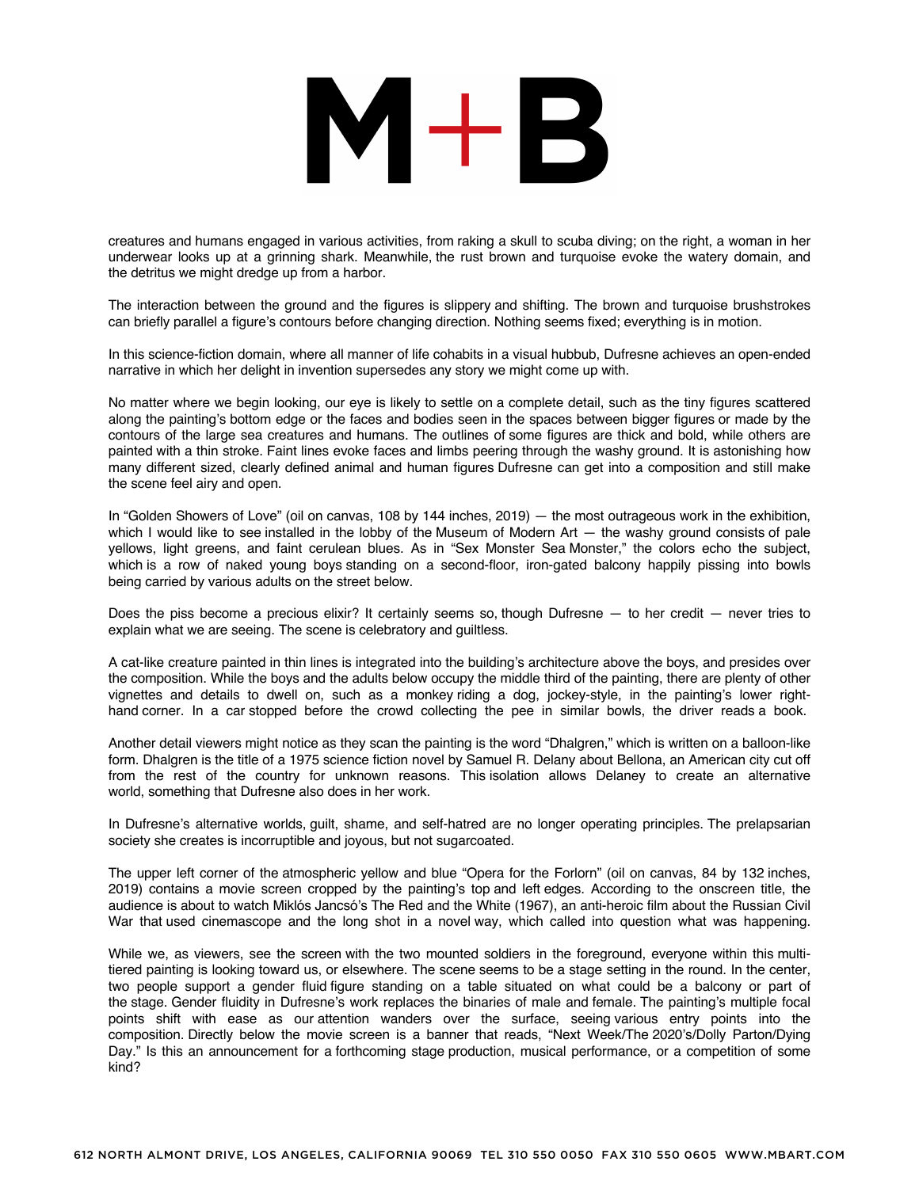creatures and humans engaged in various activities, from raking a skull to scuba diving; on the right, a woman in her underwear looks up at a grinning shark. Meanwhile, the rust brown and turquoise evoke the watery domain, and the detritus we might dredge up from a harbor.

The interaction between the ground and the figures is slippery and shifting. The brown and turquoise brushstrokes can briefly parallel a figure's contours before changing direction. Nothing seems fixed; everything is in motion.

In this science-fiction domain, where all manner of life cohabits in a visual hubbub, Dufresne achieves an open-ended narrative in which her delight in invention supersedes any story we might come up with.

No matter where we begin looking, our eye is likely to settle on a complete detail, such as the tiny figures scattered along the painting's bottom edge or the faces and bodies seen in the spaces between bigger figures or made by the contours of the large sea creatures and humans. The outlines of some figures are thick and bold, while others are painted with a thin stroke. Faint lines evoke faces and limbs peering through the washy ground. It is astonishing how many different sized, clearly defined animal and human figures Dufresne can get into a composition and still make the scene feel airy and open.

In "Golden Showers of Love" (oil on canvas, 108 by 144 inches, 2019) — the most outrageous work in the exhibition, which I would like to see installed in the lobby of the Museum of Modern Art — the washy ground consists of pale yellows, light greens, and faint cerulean blues. As in "Sex Monster Sea Monster," the colors echo the subject, which is a row of naked young boys standing on a second-floor, iron-gated balcony happily pissing into bowls being carried by various adults on the street below.

Does the piss become a precious elixir? It certainly seems so, though Dufresne — to her credit — never tries to explain what we are seeing. The scene is celebratory and guiltless.

A cat-like creature painted in thin lines is integrated into the building's architecture above the boys, and presides over the composition. While the boys and the adults below occupy the middle third of the painting, there are plenty of other vignettes and details to dwell on, such as a monkey riding a dog, jockey-style, in the painting's lower right-hand corner. In a car stopped before the crowd collecting the pee in similar bowls, the driver reads a book.

Another detail viewers might notice as they scan the painting is the word "Dhalgren," which is written on a balloon-like form. Dhalgren is the title of a 1975 science fiction novel by Samuel R. Delany about Bellona, an American city cut off from the rest of the country for unknown reasons. This isolation allows Delaney to create an alternative world, something that Dufresne also does in her work.

In Dufresne's alternative worlds, guilt, shame, and self-hatred are no longer operating principles. The prelapsarian society she creates is incorruptible and joyous, but not sugarcoated.

The upper left corner of the atmospheric yellow and blue "Opera for the Forlorn" (oil on canvas, 84 by 132 inches, 2019) contains a movie screen cropped by the painting's top and left edges. According to the onscreen title, the audience is about to watch Miklós Jancsó's The Red and the White (1967), an anti-heroic film about the Russian Civil War that used cinemascope and the long shot in a novel way, which called into question what was happening.

While we, as viewers, see the screen with the two mounted soldiers in the foreground, everyone within this multi-tiered painting is looking toward us, or elsewhere. The scene seems to be a stage setting in the round. In the center, two people support a gender fluid figure standing on a table situated on what could be a balcony or part of the stage. Gender fluidity in Dufresne's work replaces the binaries of male and female. The painting's multiple focal points shift with ease as our attention wanders over the surface, seeing various entry points into the composition. Directly below the movie screen is a banner that reads, "Next Week/The 2020's/Dolly Parton/Dying Day." Is this an announcement for a forthcoming stage production, musical performance, or a competition of some kind?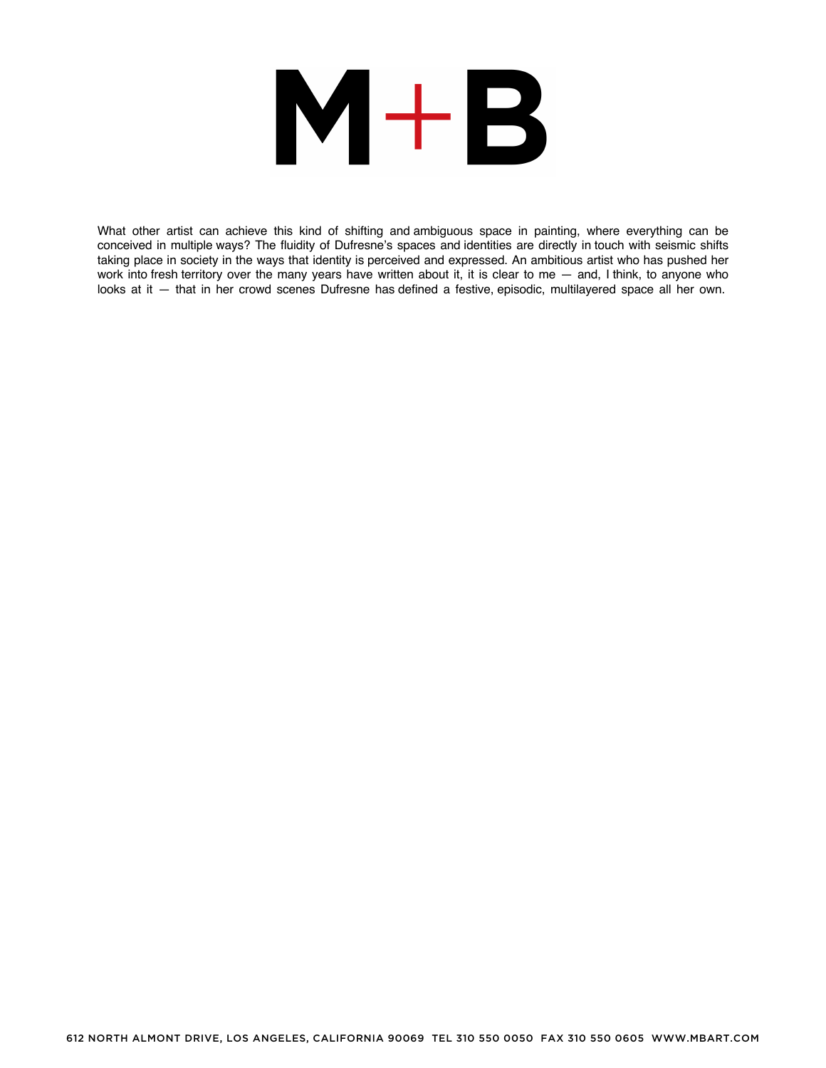What other artist can achieve this kind of shifting and ambiguous space in painting, where everything can be conceived in multiple ways? The fluidity of Dufresne's spaces and identities are directly in touch with seismic shifts taking place in society in the ways that identity is perceived and expressed. An ambitious artist who has pushed her work into fresh territory over the many years have written about it, it is clear to me — and, I think, to anyone who looks at it — that in her crowd scenes Dufresne has defined a festive, episodic, multilayered space all her own.